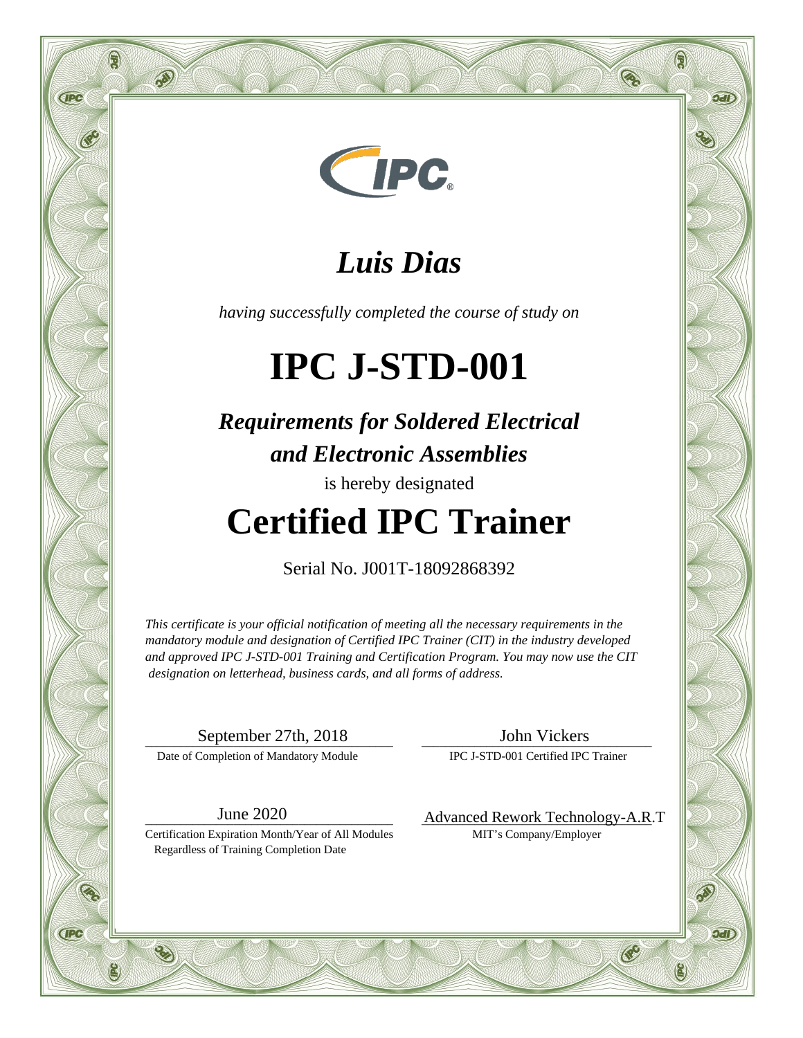IPC

*Luis Dias*

*having successfully completed the course of study on*

# IPC J-STD-001

***Requirements for Soldered Electrical and Electronic Assemblies***

is hereby designated

# Certified IPC Trainer

Serial No. J001T-18092868392

*This certificate is your official notification of meeting all the necessary requirements in the mandatory module and designation of Certified IPC Trainer (CIT) in the industry developed and approved IPC J-STD-001 Training and Certification Program. You may now use the CIT designation on letterhead, business cards, and all forms of address.*

September 27th, 2018
Date of Completion of Mandatory Module

John Vickers
IPC J-STD-001 Certified IPC Trainer

June 2020
Certification Expiration Month/Year of All Modules Regardless of Training Completion Date

Advanced Rework Technology-A.R.T
MIT's Company/Employer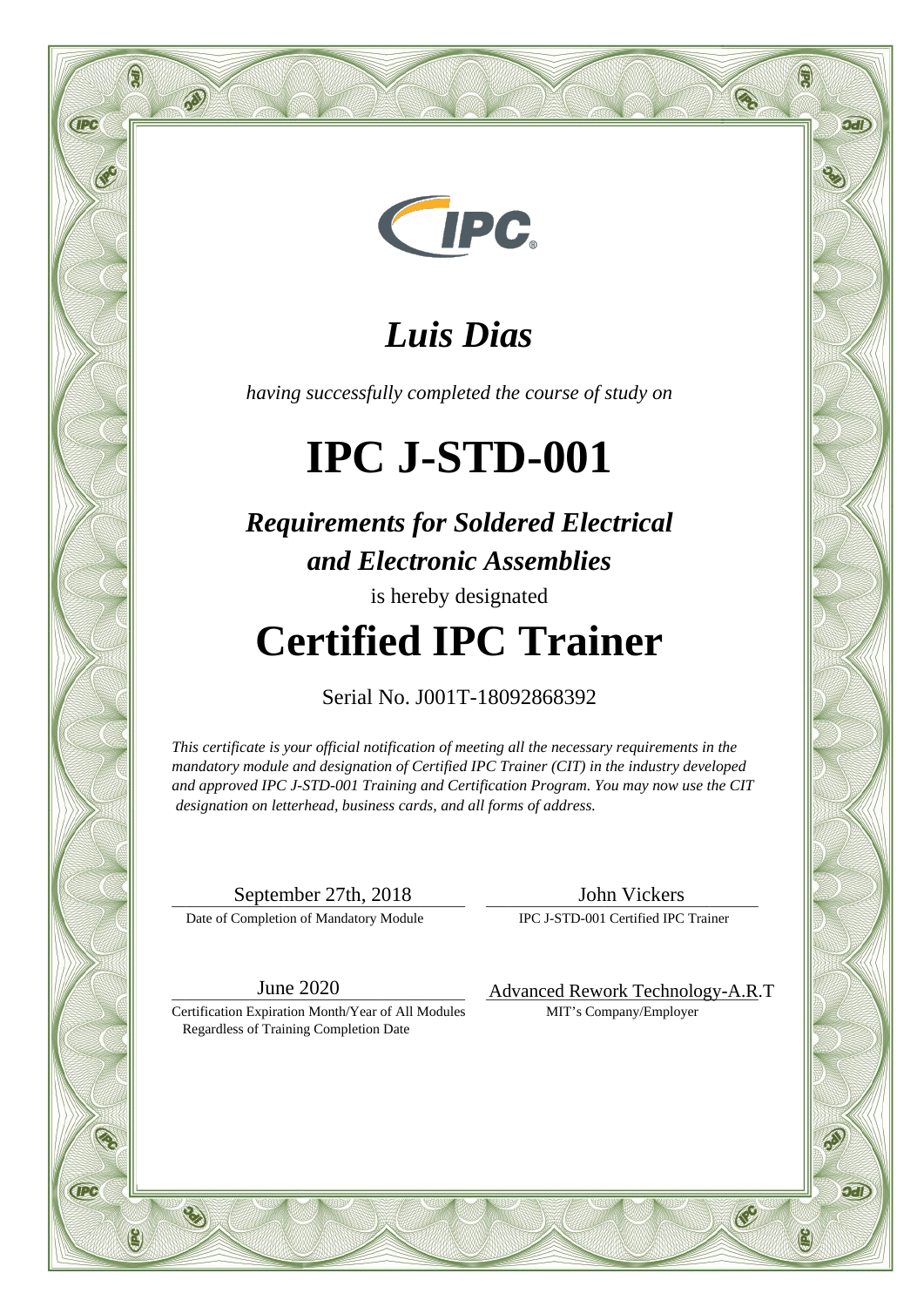# *Luis Dias*

*having successfully completed the course of study on*

# IPC J-STD-001

## *Requirements for Soldered Electrical and Electronic Assemblies*

is hereby designated

# Certified IPC Trainer

Serial No. J001T-18092868392

*This certificate is your official notification of meeting all the necessary requirements in the mandatory module and designation of Certified IPC Trainer (CIT) in the industry developed and approved IPC J-STD-001 Training and Certification Program. You may now use the CIT designation on letterhead, business cards, and all forms of address.*

September 27th, 2018
Date of Completion of Mandatory Module

John Vickers
IPC J-STD-001 Certified IPC Trainer

June 2020
Certification Expiration Month/Year of All Modules Regardless of Training Completion Date

Advanced Rework Technology-A.R.T
MIT's Company/Employer